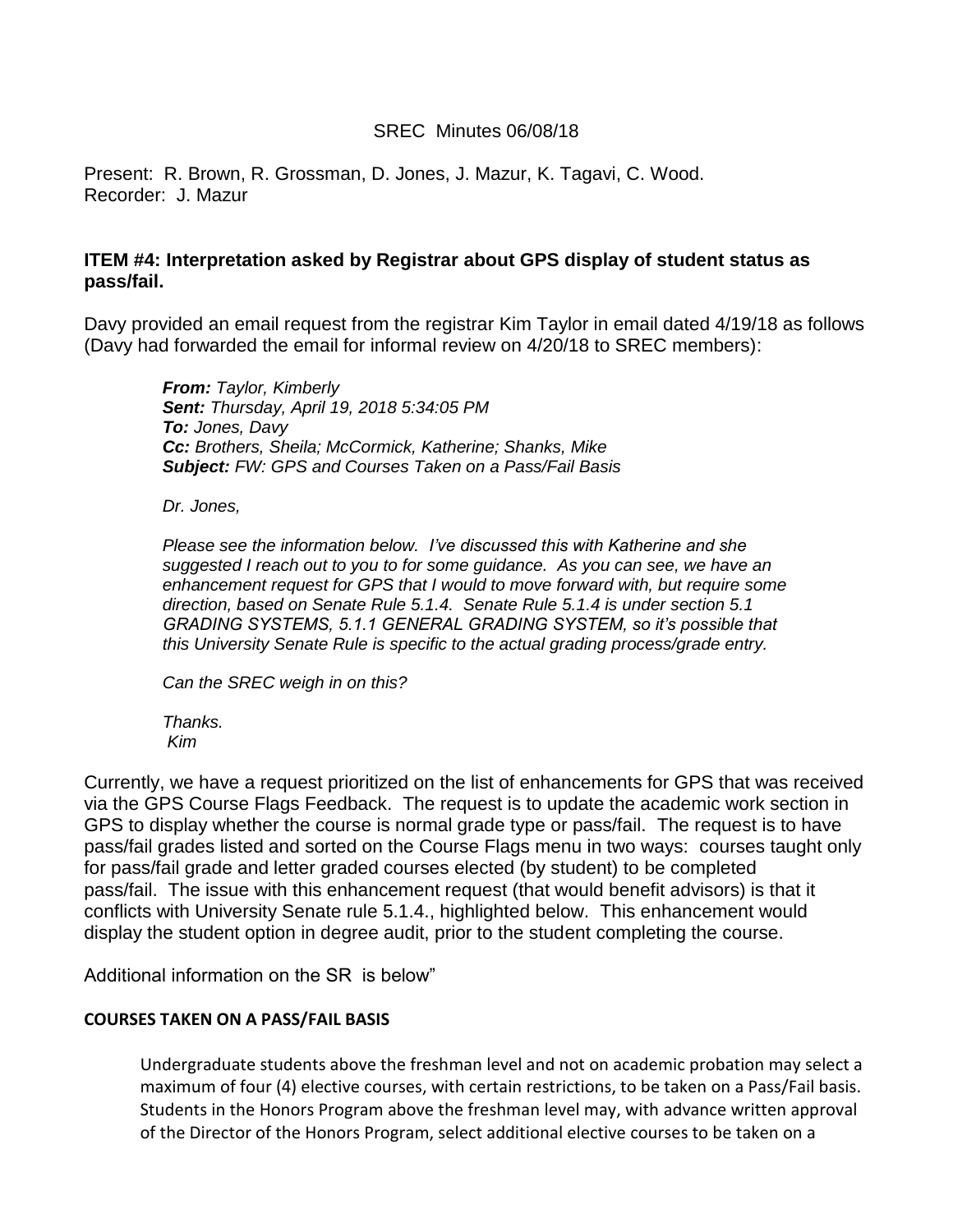SREC Minutes 06/08/18

Present: R. Brown, R. Grossman, D. Jones, J. Mazur, K. Tagavi, C. Wood.
Recorder: J. Mazur

### ITEM #4: Interpretation asked by Registrar about GPS display of student status as pass/fail.

Davy provided an email request from the registrar Kim Taylor in email dated 4/19/18 as follows (Davy had forwarded the email for informal review on 4/20/18 to SREC members):

> ***From:*** *Taylor, Kimberly*
> ***Sent:*** *Thursday, April 19, 2018 5:34:05 PM*
> ***To:*** *Jones, Davy*
> ***Cc:*** *Brothers, Sheila; McCormick, Katherine; Shanks, Mike*
> ***Subject:*** *FW: GPS and Courses Taken on a Pass/Fail Basis*
>
> *Dr. Jones,*
>
> *Please see the information below. I've discussed this with Katherine and she suggested I reach out to you to for some guidance. As you can see, we have an enhancement request for GPS that I would to move forward with, but require some direction, based on Senate Rule 5.1.4. Senate Rule 5.1.4 is under section 5.1 GRADING SYSTEMS, 5.1.1 GENERAL GRADING SYSTEM, so it's possible that this University Senate Rule is specific to the actual grading process/grade entry.*
>
> *Can the SREC weigh in on this?*
>
> *Thanks.*
> *Kim*

Currently, we have a request prioritized on the list of enhancements for GPS that was received via the GPS Course Flags Feedback. The request is to update the academic work section in GPS to display whether the course is normal grade type or pass/fail. The request is to have pass/fail grades listed and sorted on the Course Flags menu in two ways: courses taught only for pass/fail grade and letter graded courses elected (by student) to be completed pass/fail. The issue with this enhancement request (that would benefit advisors) is that it conflicts with University Senate rule 5.1.4., highlighted below. This enhancement would display the student option in degree audit, prior to the student completing the course.

Additional information on the SR is below"

**COURSES TAKEN ON A PASS/FAIL BASIS**

> Undergraduate students above the freshman level and not on academic probation may select a maximum of four (4) elective courses, with certain restrictions, to be taken on a Pass/Fail basis. Students in the Honors Program above the freshman level may, with advance written approval of the Director of the Honors Program, select additional elective courses to be taken on a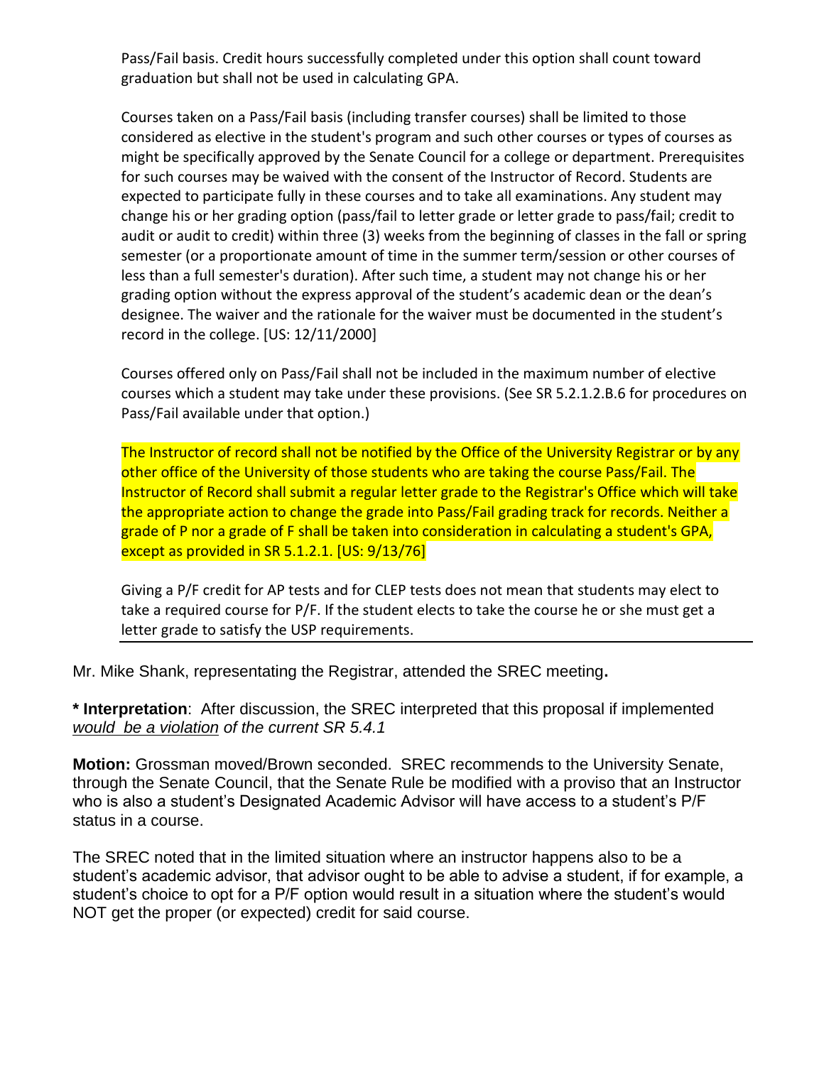Pass/Fail basis. Credit hours successfully completed under this option shall count toward graduation but shall not be used in calculating GPA.

Courses taken on a Pass/Fail basis (including transfer courses) shall be limited to those considered as elective in the student's program and such other courses or types of courses as might be specifically approved by the Senate Council for a college or department. Prerequisites for such courses may be waived with the consent of the Instructor of Record. Students are expected to participate fully in these courses and to take all examinations. Any student may change his or her grading option (pass/fail to letter grade or letter grade to pass/fail; credit to audit or audit to credit) within three (3) weeks from the beginning of classes in the fall or spring semester (or a proportionate amount of time in the summer term/session or other courses of less than a full semester's duration). After such time, a student may not change his or her grading option without the express approval of the student's academic dean or the dean's designee. The waiver and the rationale for the waiver must be documented in the student's record in the college. [US: 12/11/2000]

Courses offered only on Pass/Fail shall not be included in the maximum number of elective courses which a student may take under these provisions. (See SR 5.2.1.2.B.6 for procedures on Pass/Fail available under that option.)

The Instructor of record shall not be notified by the Office of the University Registrar or by any other office of the University of those students who are taking the course Pass/Fail. The Instructor of Record shall submit a regular letter grade to the Registrar's Office which will take the appropriate action to change the grade into Pass/Fail grading track for records. Neither a grade of P nor a grade of F shall be taken into consideration in calculating a student's GPA, except as provided in SR 5.1.2.1. [US: 9/13/76]

Giving a P/F credit for AP tests and for CLEP tests does not mean that students may elect to take a required course for P/F. If the student elects to take the course he or she must get a letter grade to satisfy the USP requirements.

---

Mr. Mike Shank, representating the Registrar, attended the SREC meeting**.**

**\* Interpretation**: After discussion, the SREC interpreted that this proposal if implemented *would be a violation of the current SR 5.4.1*

**Motion:** Grossman moved/Brown seconded. SREC recommends to the University Senate, through the Senate Council, that the Senate Rule be modified with a proviso that an Instructor who is also a student's Designated Academic Advisor will have access to a student's P/F status in a course.

The SREC noted that in the limited situation where an instructor happens also to be a student's academic advisor, that advisor ought to be able to advise a student, if for example, a student's choice to opt for a P/F option would result in a situation where the student's would NOT get the proper (or expected) credit for said course.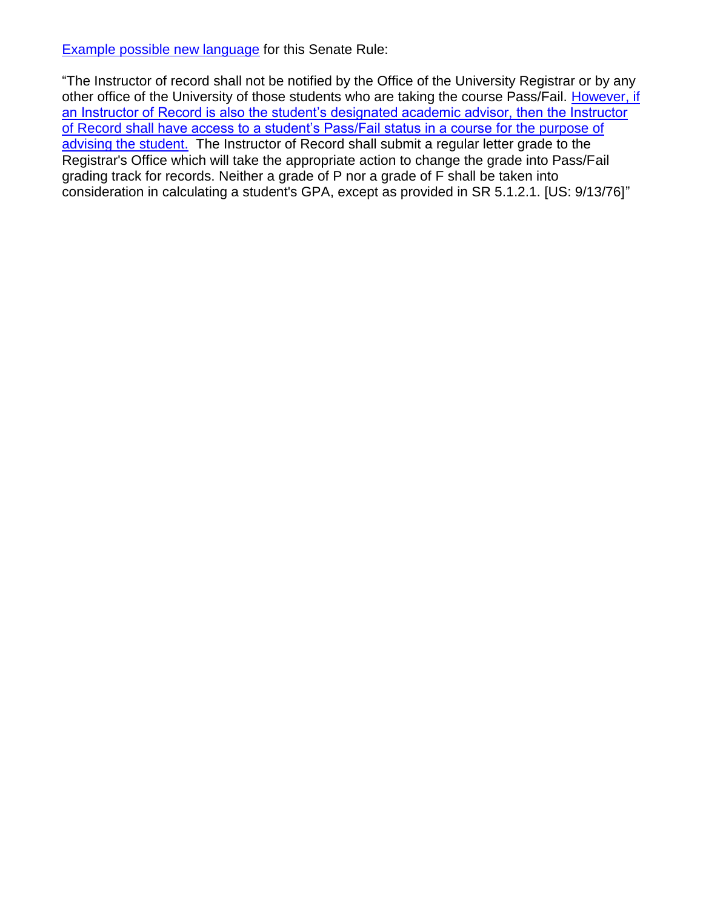Example possible new language for this Senate Rule:

"The Instructor of record shall not be notified by the Office of the University Registrar or by any other office of the University of those students who are taking the course Pass/Fail. However, if an Instructor of Record is also the student's designated academic advisor, then the Instructor of Record shall have access to a student's Pass/Fail status in a course for the purpose of advising the student. The Instructor of Record shall submit a regular letter grade to the Registrar's Office which will take the appropriate action to change the grade into Pass/Fail grading track for records. Neither a grade of P nor a grade of F shall be taken into consideration in calculating a student's GPA, except as provided in SR 5.1.2.1. [US: 9/13/76]"